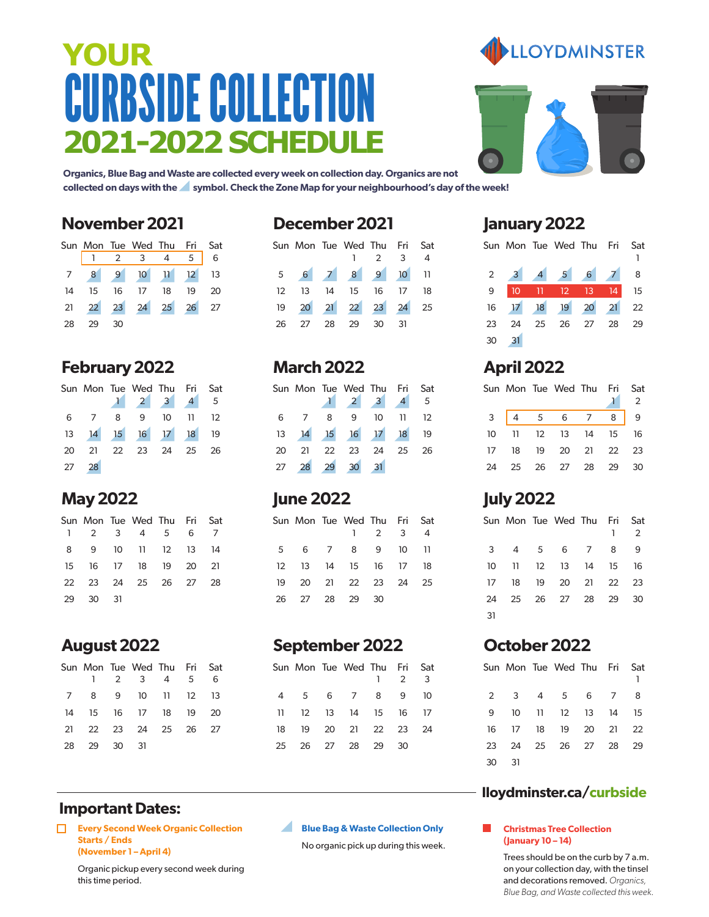# YOUR CURBSIDE COLLECTION 2021-2022 SCHEDULE

LLOYDMINSTER

**Organics, Blue Bag and Waste are collected every week on collection day. Organics are not collected on days with the ◢ symbol. Check the Zone Map for your neighbourhood's day of the week!**

## November 2021

| Sun | Mon | Tue | Wed | Thu | Fri | Sat |
|---|---|---|---|---|---|---|
| | 1 | 2 | 3 | 4 | 5 | 6 |
| 7 | 8 | 9 | 10 | 11 | 12 | 13 |
| 14 | 15 | 16 | 17 | 18 | 19 | 20 |
| 21 | 22 | 23 | 24 | 25 | 26 | 27 |
| 28 | 29 | 30 | | | | |

## December 2021

| Sun | Mon | Tue | Wed | Thu | Fri | Sat |
|---|---|---|---|---|---|---|
| | | | 1 | 2 | 3 | 4 |
| 5 | 6 | 7 | 8 | 9 | 10 | 11 |
| 12 | 13 | 14 | 15 | 16 | 17 | 18 |
| 19 | 20 | 21 | 22 | 23 | 24 | 25 |
| 26 | 27 | 28 | 29 | 30 | 31 | |

## January 2022

| Sun | Mon | Tue | Wed | Thu | Fri | Sat |
|---|---|---|---|---|---|---|
| | | | | | | 1 |
| 2 | 3 | 4 | 5 | 6 | 7 | 8 |
| 9 | 10 | 11 | 12 | 13 | 14 | 15 |
| 16 | 17 | 18 | 19 | 20 | 21 | 22 |
| 23 | 24 | 25 | 26 | 27 | 28 | 29 |
| 30 | 31 | | | | | |

## February 2022

| Sun | Mon | Tue | Wed | Thu | Fri | Sat |
|---|---|---|---|---|---|---|
| | | 1 | 2 | 3 | 4 | 5 |
| 6 | 7 | 8 | 9 | 10 | 11 | 12 |
| 13 | 14 | 15 | 16 | 17 | 18 | 19 |
| 20 | 21 | 22 | 23 | 24 | 25 | 26 |
| 27 | 28 | | | | | |

## March 2022

| Sun | Mon | Tue | Wed | Thu | Fri | Sat |
|---|---|---|---|---|---|---|
| | | 1 | 2 | 3 | 4 | 5 |
| 6 | 7 | 8 | 9 | 10 | 11 | 12 |
| 13 | 14 | 15 | 16 | 17 | 18 | 19 |
| 20 | 21 | 22 | 23 | 24 | 25 | 26 |
| 27 | 28 | 29 | 30 | 31 | | |

## April 2022

| Sun | Mon | Tue | Wed | Thu | Fri | Sat |
|---|---|---|---|---|---|---|
| | | | | | 1 | 2 |
| 3 | 4 | 5 | 6 | 7 | 8 | 9 |
| 10 | 11 | 12 | 13 | 14 | 15 | 16 |
| 17 | 18 | 19 | 20 | 21 | 22 | 23 |
| 24 | 25 | 26 | 27 | 28 | 29 | 30 |

## May 2022

| Sun | Mon | Tue | Wed | Thu | Fri | Sat |
|---|---|---|---|---|---|---|
| 1 | 2 | 3 | 4 | 5 | 6 | 7 |
| 8 | 9 | 10 | 11 | 12 | 13 | 14 |
| 15 | 16 | 17 | 18 | 19 | 20 | 21 |
| 22 | 23 | 24 | 25 | 26 | 27 | 28 |
| 29 | 30 | 31 | | | | |

## June 2022

| Sun | Mon | Tue | Wed | Thu | Fri | Sat |
|---|---|---|---|---|---|---|
| | | | 1 | 2 | 3 | 4 |
| 5 | 6 | 7 | 8 | 9 | 10 | 11 |
| 12 | 13 | 14 | 15 | 16 | 17 | 18 |
| 19 | 20 | 21 | 22 | 23 | 24 | 25 |
| 26 | 27 | 28 | 29 | 30 | | |

## July 2022

| Sun | Mon | Tue | Wed | Thu | Fri | Sat |
|---|---|---|---|---|---|---|
| | | | | | 1 | 2 |
| 3 | 4 | 5 | 6 | 7 | 8 | 9 |
| 10 | 11 | 12 | 13 | 14 | 15 | 16 |
| 17 | 18 | 19 | 20 | 21 | 22 | 23 |
| 24 | 25 | 26 | 27 | 28 | 29 | 30 |
| 31 | | | | | | |

## August 2022

| Sun | Mon | Tue | Wed | Thu | Fri | Sat |
|---|---|---|---|---|---|---|
| | 1 | 2 | 3 | 4 | 5 | 6 |
| 7 | 8 | 9 | 10 | 11 | 12 | 13 |
| 14 | 15 | 16 | 17 | 18 | 19 | 20 |
| 21 | 22 | 23 | 24 | 25 | 26 | 27 |
| 28 | 29 | 30 | 31 | | | |

## September 2022

| Sun | Mon | Tue | Wed | Thu | Fri | Sat |
|---|---|---|---|---|---|---|
| | | | | 1 | 2 | 3 |
| 4 | 5 | 6 | 7 | 8 | 9 | 10 |
| 11 | 12 | 13 | 14 | 15 | 16 | 17 |
| 18 | 19 | 20 | 21 | 22 | 23 | 24 |
| 25 | 26 | 27 | 28 | 29 | 30 | |

## October 2022

| Sun | Mon | Tue | Wed | Thu | Fri | Sat |
|---|---|---|---|---|---|---|
| | | | | | | 1 |
| 2 | 3 | 4 | 5 | 6 | 7 | 8 |
| 9 | 10 | 11 | 12 | 13 | 14 | 15 |
| 16 | 17 | 18 | 19 | 20 | 21 | 22 |
| 23 | 24 | 25 | 26 | 27 | 28 | 29 |
| 30 | 31 | | | | | |

lloydminster.ca/curbside

## Important Dates:

**Every Second Week Organic Collection Starts / Ends (November 1 – April 4)**

Organic pickup every second week during this time period.

**Blue Bag & Waste Collection Only**

No organic pick up during this week.

**Christmas Tree Collection (January 10 – 14)**

Trees should be on the curb by 7 a.m. on your collection day, with the tinsel and decorations removed. *Organics, Blue Bag, and Waste collected this week.*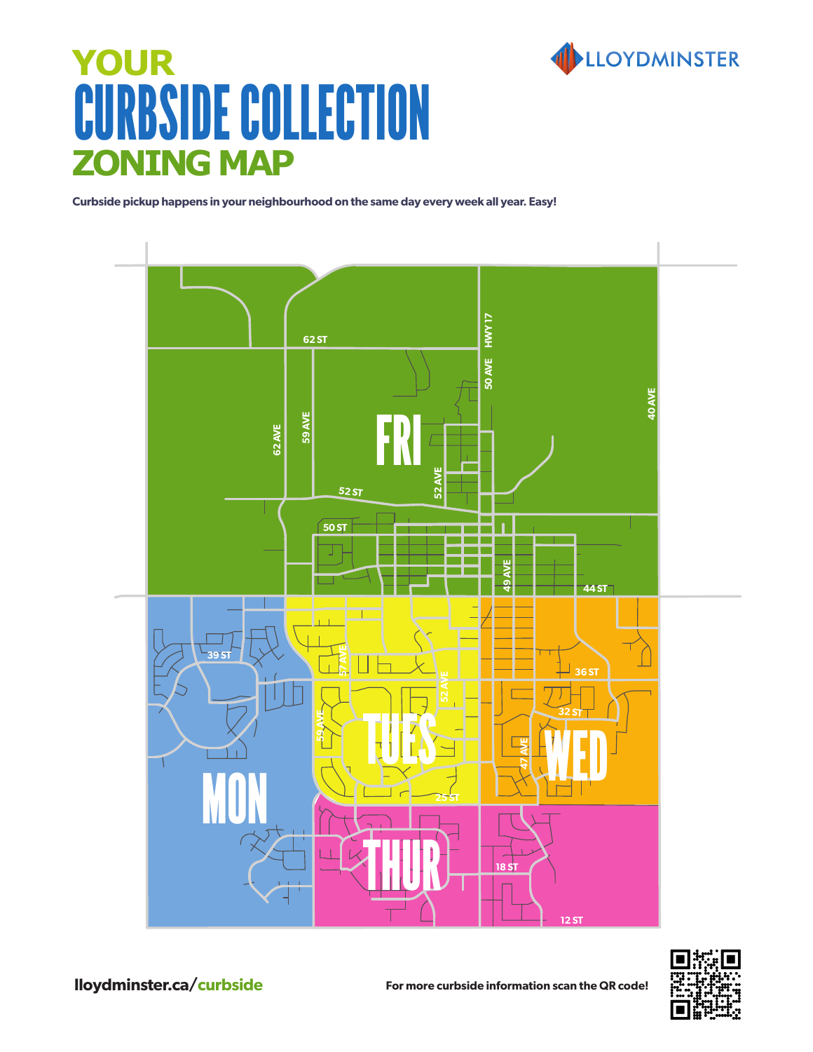# YOUR CURBSIDE COLLECTION ZONING MAP

**Curbside pickup happens in your neighbourhood on the same day every week all year. Easy!**

FRI

MON

TUES

WED

THUR

62 ST

52 ST

50 ST

44 ST

39 ST

36 ST

32 ST

25 ST

18 ST

12 ST

HWY 17

50 AVE

40 AVE

62 AVE

59 AVE

52 AVE

49 AVE

57 AVE

47 AVE

**lloydminster.ca/curbside**

**For more curbside information scan the QR code!**